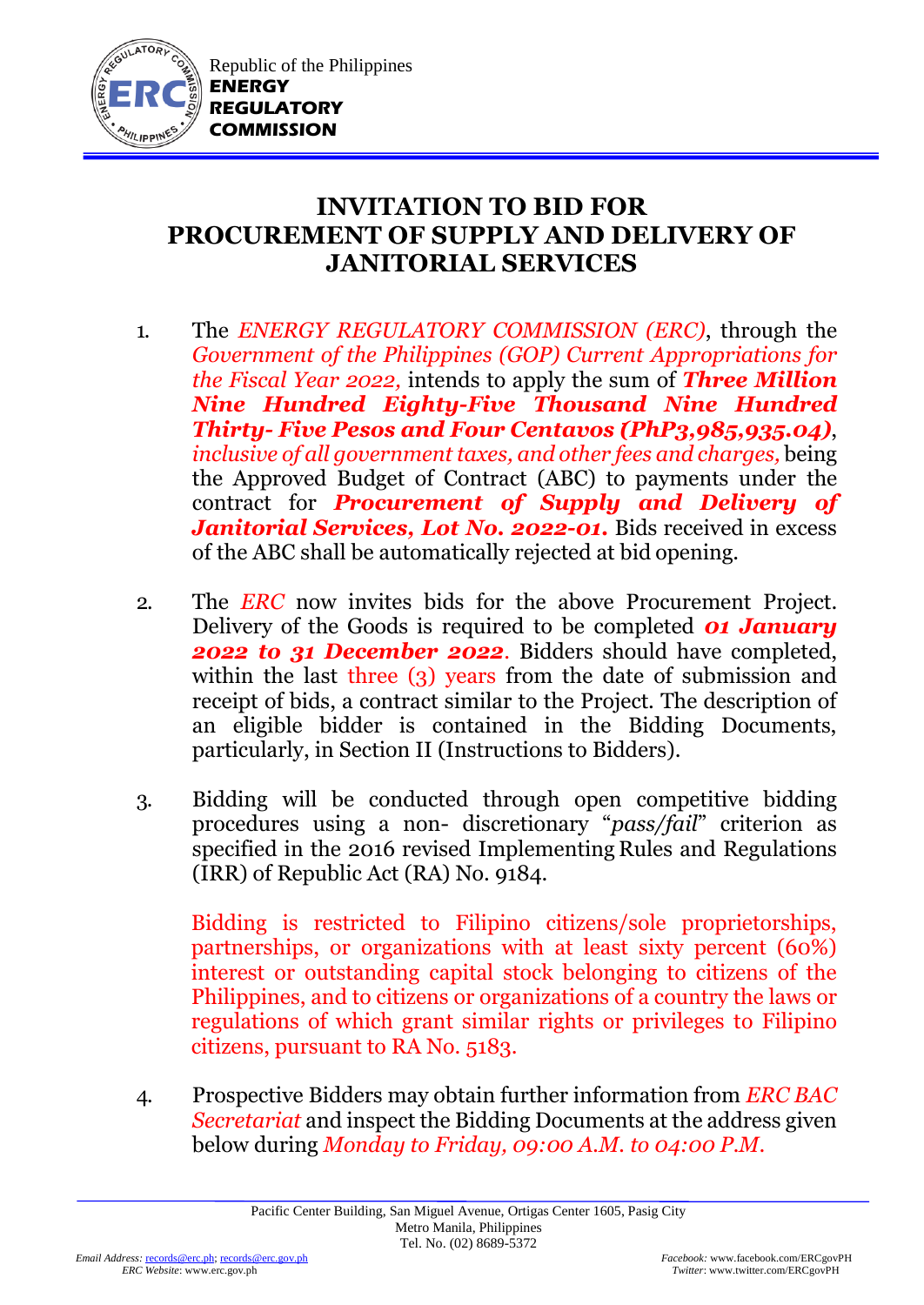Republic of the Philippines
**ENERGY REGULATORY COMMISSION**

# INVITATION TO BID FOR PROCUREMENT OF SUPPLY AND DELIVERY OF JANITORIAL SERVICES

1. The *ENERGY REGULATORY COMMISSION (ERC)*, through the *Government of the Philippines (GOP) Current Appropriations for the Fiscal Year 2022,* intends to apply the sum of ***Three Million Nine Hundred Eighty-Five Thousand Nine Hundred Thirty- Five Pesos and Four Centavos (PhP3,985,935.04)***, *inclusive of all government taxes, and other fees and charges,* being the Approved Budget of Contract (ABC) to payments under the contract for ***Procurement of Supply and Delivery of Janitorial Services, Lot No. 2022-01.*** Bids received in excess of the ABC shall be automatically rejected at bid opening.

2. The *ERC* now invites bids for the above Procurement Project. Delivery of the Goods is required to be completed ***01 January 2022 to 31 December 2022***. Bidders should have completed, within the last three (3) years from the date of submission and receipt of bids, a contract similar to the Project. The description of an eligible bidder is contained in the Bidding Documents, particularly, in Section II (Instructions to Bidders).

3. Bidding will be conducted through open competitive bidding procedures using a non- discretionary "*pass/fail*" criterion as specified in the 2016 revised Implementing Rules and Regulations (IRR) of Republic Act (RA) No. 9184.

   Bidding is restricted to Filipino citizens/sole proprietorships, partnerships, or organizations with at least sixty percent (60%) interest or outstanding capital stock belonging to citizens of the Philippines, and to citizens or organizations of a country the laws or regulations of which grant similar rights or privileges to Filipino citizens, pursuant to RA No. 5183.

4. Prospective Bidders may obtain further information from *ERC BAC Secretariat* and inspect the Bidding Documents at the address given below during *Monday to Friday, 09:00 A.M. to 04:00 P.M.*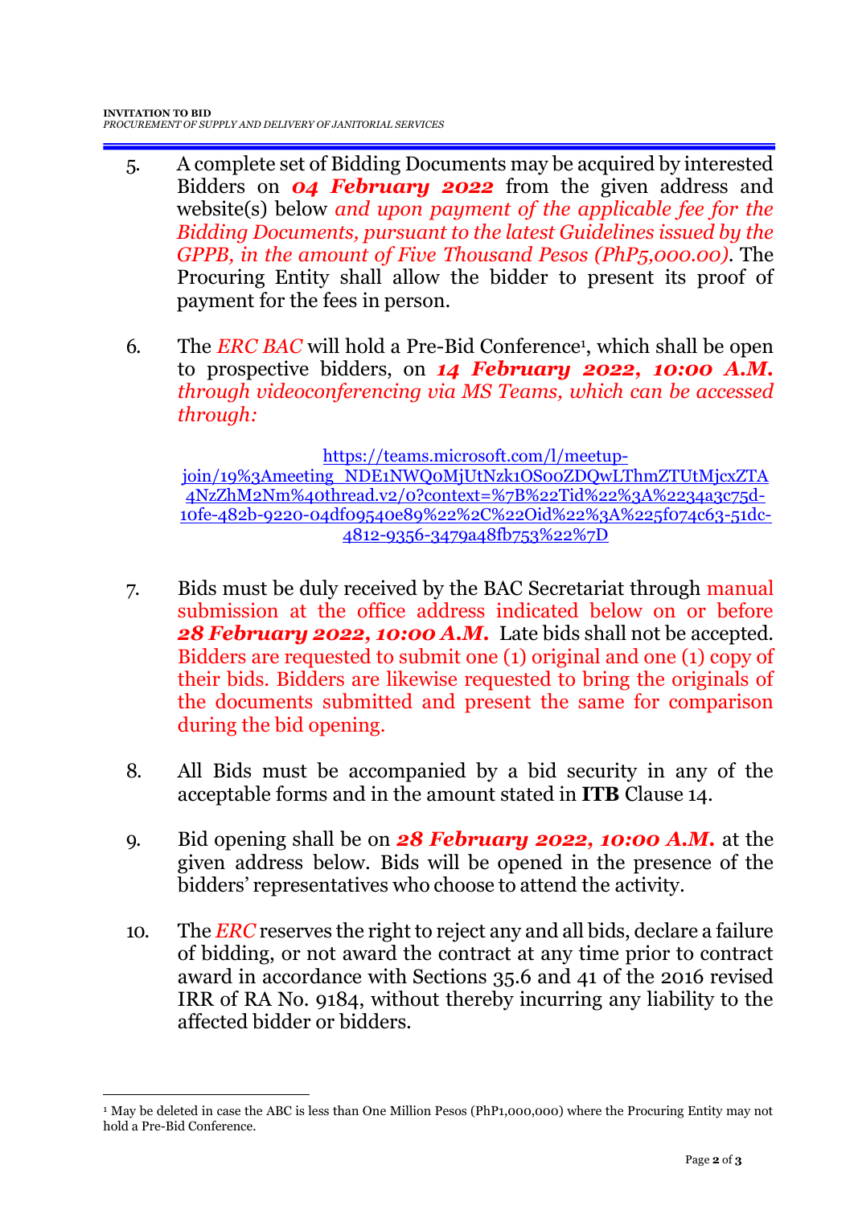5. A complete set of Bidding Documents may be acquired by interested Bidders on ***04 February 2022*** from the given address and website(s) below *and upon payment of the applicable fee for the Bidding Documents, pursuant to the latest Guidelines issued by the GPPB, in the amount of Five Thousand Pesos (PhP5,000.00)*. The Procuring Entity shall allow the bidder to present its proof of payment for the fees in person.

6. The *ERC BAC* will hold a Pre-Bid Conference[1], which shall be open to prospective bidders, on ***14 February 2022, 10:00 A.M.*** *through videoconferencing via MS Teams, which can be accessed through:*

   https://teams.microsoft.com/l/meetup-join/19%3Ameeting_NDE1NWQ0MjUtNzk1OS00ZDQwLThmZTUtMjcxZTA4NzZhM2Nm%40thread.v2/0?context=%7B%22Tid%22%3A%2234a3c75d-10fe-482b-9220-04df09540e89%22%2C%22Oid%22%3A%225f074c63-51dc-4812-9356-3479a48fb753%22%7D

7. Bids must be duly received by the BAC Secretariat through manual submission at the office address indicated below on or before ***28 February 2022, 10:00 A.M.*** Late bids shall not be accepted. Bidders are requested to submit one (1) original and one (1) copy of their bids. Bidders are likewise requested to bring the originals of the documents submitted and present the same for comparison during the bid opening.

8. All Bids must be accompanied by a bid security in any of the acceptable forms and in the amount stated in **ITB** Clause 14.

9. Bid opening shall be on ***28 February 2022, 10:00 A.M.*** at the given address below. Bids will be opened in the presence of the bidders' representatives who choose to attend the activity.

10. The *ERC* reserves the right to reject any and all bids, declare a failure of bidding, or not award the contract at any time prior to contract award in accordance with Sections 35.6 and 41 of the 2016 revised IRR of RA No. 9184, without thereby incurring any liability to the affected bidder or bidders.

---

[1] May be deleted in case the ABC is less than One Million Pesos (PhP1,000,000) where the Procuring Entity may not hold a Pre-Bid Conference.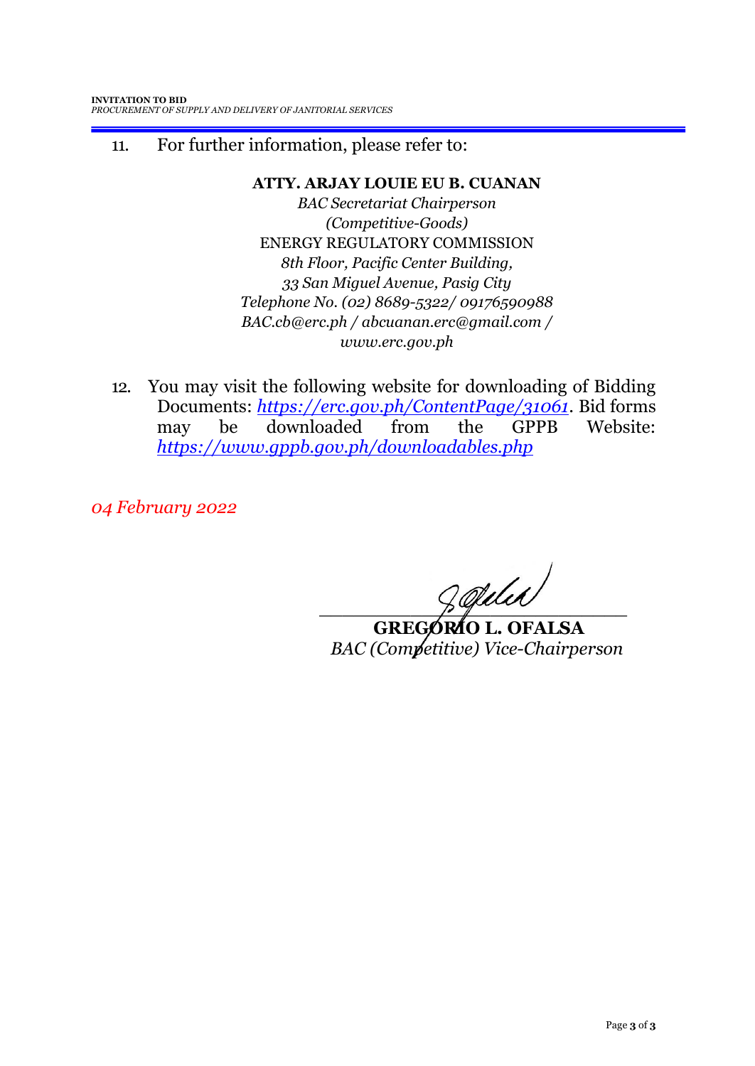11. For further information, please refer to:

**ATTY. ARJAY LOUIE EU B. CUANAN**
*BAC Secretariat Chairperson*
*(Competitive-Goods)*
ENERGY REGULATORY COMMISSION
*8th Floor, Pacific Center Building,*
*33 San Miguel Avenue, Pasig City*
*Telephone No. (02) 8689-5322/ 09176590988*
*BAC.cb@erc.ph / abcuanan.erc@gmail.com /*
*www.erc.gov.ph*

12. You may visit the following website for downloading of Bidding Documents: *https://erc.gov.ph/ContentPage/31061*. Bid forms may be downloaded from the GPPB Website: *https://www.gppb.gov.ph/downloadables.php*

*04 February 2022*

**GREGORIO L. OFALSA**
*BAC (Competitive) Vice-Chairperson*